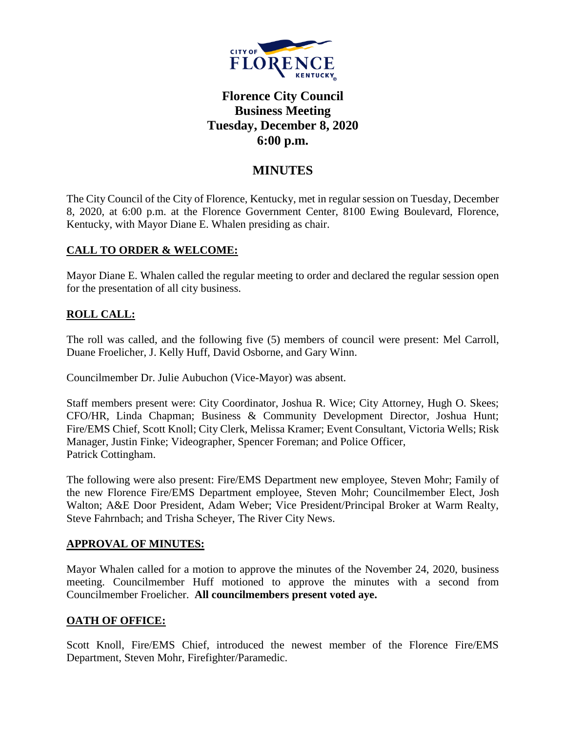# Florence City Council
## Business Meeting
## Tuesday, December 8, 2020
## 6:00 p.m.

## MINUTES

The City Council of the City of Florence, Kentucky, met in regular session on Tuesday, December 8, 2020, at 6:00 p.m. at the Florence Government Center, 8100 Ewing Boulevard, Florence, Kentucky, with Mayor Diane E. Whalen presiding as chair.

### CALL TO ORDER & WELCOME:

Mayor Diane E. Whalen called the regular meeting to order and declared the regular session open for the presentation of all city business.

### ROLL CALL:

The roll was called, and the following five (5) members of council were present: Mel Carroll, Duane Froelicher, J. Kelly Huff, David Osborne, and Gary Winn.

Councilmember Dr. Julie Aubuchon (Vice-Mayor) was absent.

Staff members present were: City Coordinator, Joshua R. Wice; City Attorney, Hugh O. Skees; CFO/HR, Linda Chapman; Business & Community Development Director, Joshua Hunt; Fire/EMS Chief, Scott Knoll; City Clerk, Melissa Kramer; Event Consultant, Victoria Wells; Risk Manager, Justin Finke; Videographer, Spencer Foreman; and Police Officer, Patrick Cottingham.

The following were also present: Fire/EMS Department new employee, Steven Mohr; Family of the new Florence Fire/EMS Department employee, Steven Mohr; Councilmember Elect, Josh Walton; A&E Door President, Adam Weber; Vice President/Principal Broker at Warm Realty, Steve Fahrnbach; and Trisha Scheyer, The River City News.

### APPROVAL OF MINUTES:

Mayor Whalen called for a motion to approve the minutes of the November 24, 2020, business meeting. Councilmember Huff motioned to approve the minutes with a second from Councilmember Froelicher. **All councilmembers present voted aye.**

### OATH OF OFFICE:

Scott Knoll, Fire/EMS Chief, introduced the newest member of the Florence Fire/EMS Department, Steven Mohr, Firefighter/Paramedic.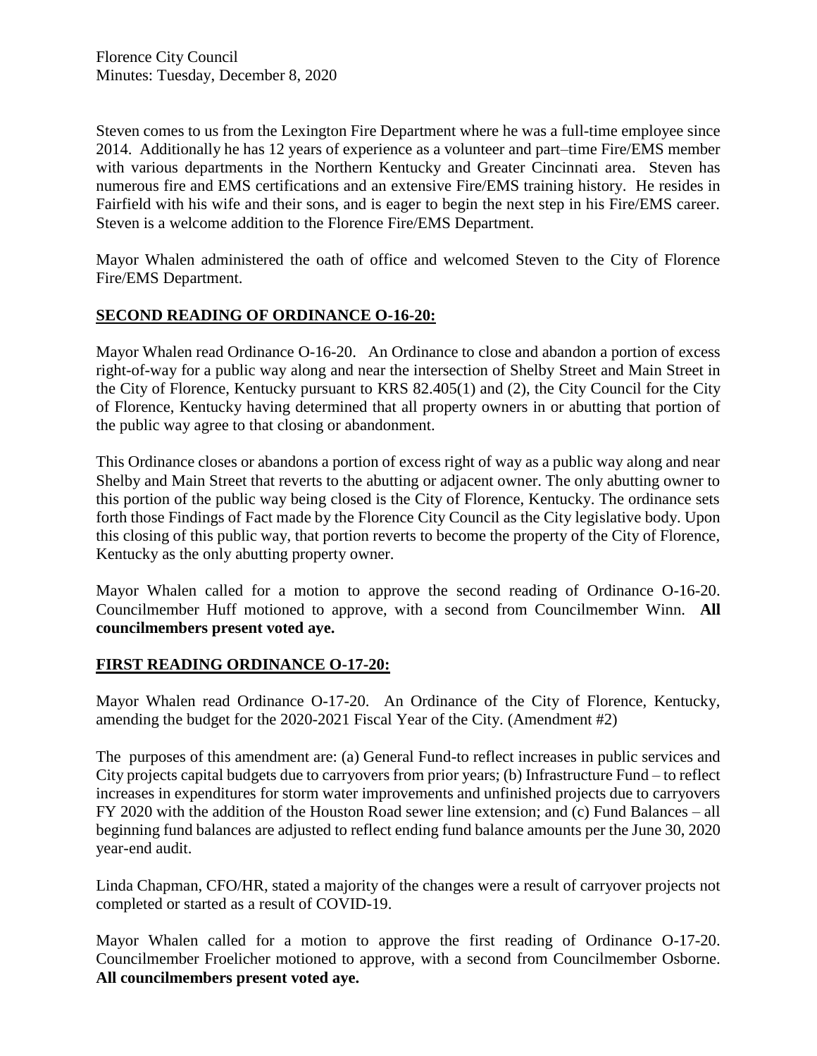Steven comes to us from the Lexington Fire Department where he was a full-time employee since 2014. Additionally he has 12 years of experience as a volunteer and part–time Fire/EMS member with various departments in the Northern Kentucky and Greater Cincinnati area. Steven has numerous fire and EMS certifications and an extensive Fire/EMS training history. He resides in Fairfield with his wife and their sons, and is eager to begin the next step in his Fire/EMS career. Steven is a welcome addition to the Florence Fire/EMS Department.

Mayor Whalen administered the oath of office and welcomed Steven to the City of Florence Fire/EMS Department.

## SECOND READING OF ORDINANCE O-16-20:

Mayor Whalen read Ordinance O-16-20. An Ordinance to close and abandon a portion of excess right-of-way for a public way along and near the intersection of Shelby Street and Main Street in the City of Florence, Kentucky pursuant to KRS 82.405(1) and (2), the City Council for the City of Florence, Kentucky having determined that all property owners in or abutting that portion of the public way agree to that closing or abandonment.

This Ordinance closes or abandons a portion of excess right of way as a public way along and near Shelby and Main Street that reverts to the abutting or adjacent owner. The only abutting owner to this portion of the public way being closed is the City of Florence, Kentucky. The ordinance sets forth those Findings of Fact made by the Florence City Council as the City legislative body. Upon this closing of this public way, that portion reverts to become the property of the City of Florence, Kentucky as the only abutting property owner.

Mayor Whalen called for a motion to approve the second reading of Ordinance O-16-20. Councilmember Huff motioned to approve, with a second from Councilmember Winn. **All councilmembers present voted aye.**

## FIRST READING ORDINANCE O-17-20:

Mayor Whalen read Ordinance O-17-20. An Ordinance of the City of Florence, Kentucky, amending the budget for the 2020-2021 Fiscal Year of the City. (Amendment #2)

The purposes of this amendment are: (a) General Fund-to reflect increases in public services and City projects capital budgets due to carryovers from prior years; (b) Infrastructure Fund – to reflect increases in expenditures for storm water improvements and unfinished projects due to carryovers FY 2020 with the addition of the Houston Road sewer line extension; and (c) Fund Balances – all beginning fund balances are adjusted to reflect ending fund balance amounts per the June 30, 2020 year-end audit.

Linda Chapman, CFO/HR, stated a majority of the changes were a result of carryover projects not completed or started as a result of COVID-19.

Mayor Whalen called for a motion to approve the first reading of Ordinance O-17-20. Councilmember Froelicher motioned to approve, with a second from Councilmember Osborne. **All councilmembers present voted aye.**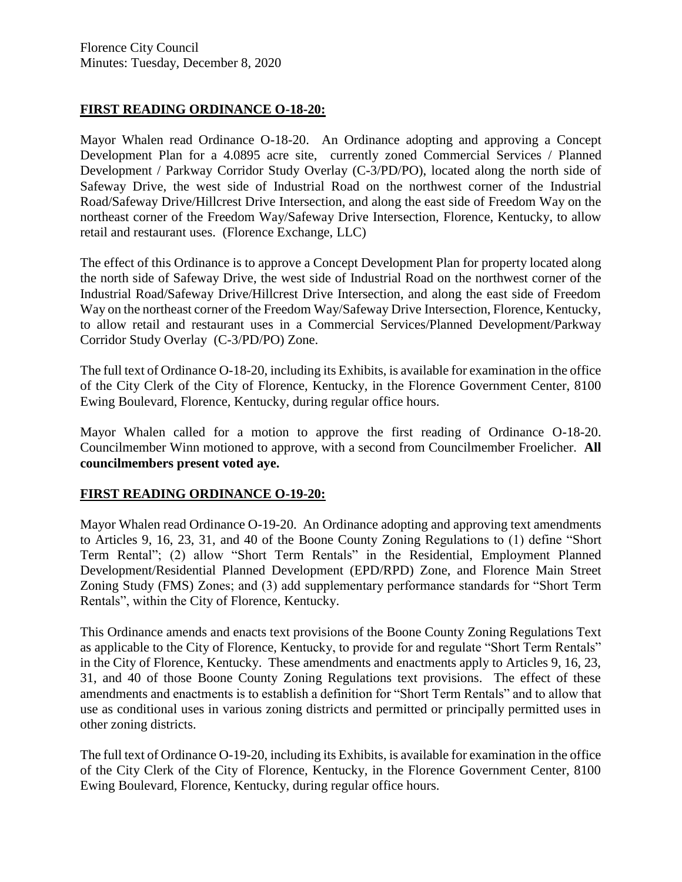## **FIRST READING ORDINANCE O-18-20:**

Mayor Whalen read Ordinance O-18-20. An Ordinance adopting and approving a Concept Development Plan for a 4.0895 acre site, currently zoned Commercial Services / Planned Development / Parkway Corridor Study Overlay (C-3/PD/PO), located along the north side of Safeway Drive, the west side of Industrial Road on the northwest corner of the Industrial Road/Safeway Drive/Hillcrest Drive Intersection, and along the east side of Freedom Way on the northeast corner of the Freedom Way/Safeway Drive Intersection, Florence, Kentucky, to allow retail and restaurant uses. (Florence Exchange, LLC)

The effect of this Ordinance is to approve a Concept Development Plan for property located along the north side of Safeway Drive, the west side of Industrial Road on the northwest corner of the Industrial Road/Safeway Drive/Hillcrest Drive Intersection, and along the east side of Freedom Way on the northeast corner of the Freedom Way/Safeway Drive Intersection, Florence, Kentucky, to allow retail and restaurant uses in a Commercial Services/Planned Development/Parkway Corridor Study Overlay (C-3/PD/PO) Zone.

The full text of Ordinance O-18-20, including its Exhibits, is available for examination in the office of the City Clerk of the City of Florence, Kentucky, in the Florence Government Center, 8100 Ewing Boulevard, Florence, Kentucky, during regular office hours.

Mayor Whalen called for a motion to approve the first reading of Ordinance O-18-20. Councilmember Winn motioned to approve, with a second from Councilmember Froelicher. **All councilmembers present voted aye.**

## **FIRST READING ORDINANCE O-19-20:**

Mayor Whalen read Ordinance O-19-20. An Ordinance adopting and approving text amendments to Articles 9, 16, 23, 31, and 40 of the Boone County Zoning Regulations to (1) define "Short Term Rental"; (2) allow "Short Term Rentals" in the Residential, Employment Planned Development/Residential Planned Development (EPD/RPD) Zone, and Florence Main Street Zoning Study (FMS) Zones; and (3) add supplementary performance standards for "Short Term Rentals", within the City of Florence, Kentucky.

This Ordinance amends and enacts text provisions of the Boone County Zoning Regulations Text as applicable to the City of Florence, Kentucky, to provide for and regulate "Short Term Rentals" in the City of Florence, Kentucky. These amendments and enactments apply to Articles 9, 16, 23, 31, and 40 of those Boone County Zoning Regulations text provisions. The effect of these amendments and enactments is to establish a definition for "Short Term Rentals" and to allow that use as conditional uses in various zoning districts and permitted or principally permitted uses in other zoning districts.

The full text of Ordinance O-19-20, including its Exhibits, is available for examination in the office of the City Clerk of the City of Florence, Kentucky, in the Florence Government Center, 8100 Ewing Boulevard, Florence, Kentucky, during regular office hours.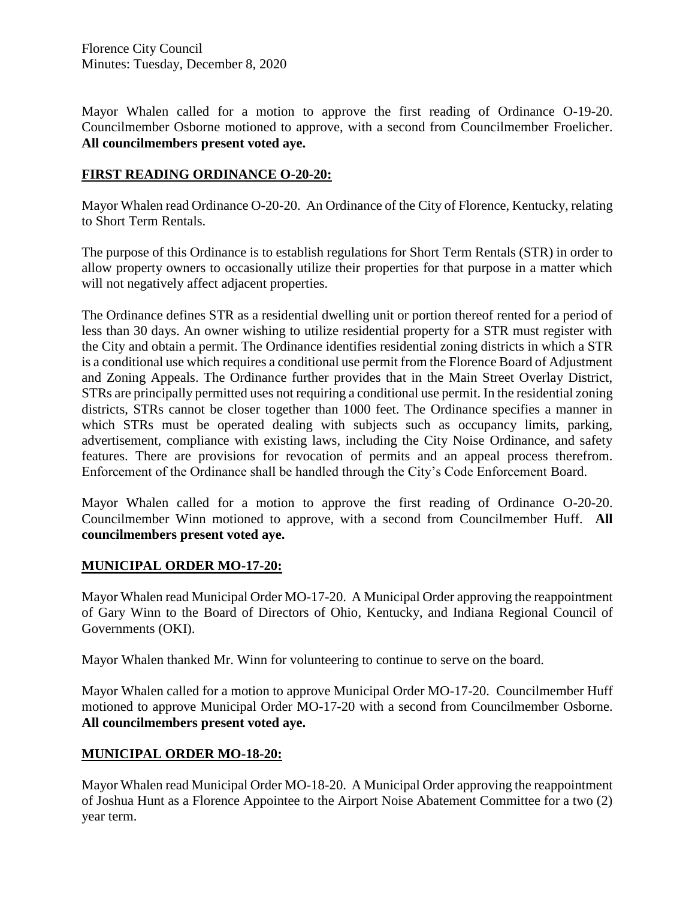Mayor Whalen called for a motion to approve the first reading of Ordinance O-19-20. Councilmember Osborne motioned to approve, with a second from Councilmember Froelicher. **All councilmembers present voted aye.**

## FIRST READING ORDINANCE O-20-20:

Mayor Whalen read Ordinance O-20-20. An Ordinance of the City of Florence, Kentucky, relating to Short Term Rentals.

The purpose of this Ordinance is to establish regulations for Short Term Rentals (STR) in order to allow property owners to occasionally utilize their properties for that purpose in a matter which will not negatively affect adjacent properties.

The Ordinance defines STR as a residential dwelling unit or portion thereof rented for a period of less than 30 days. An owner wishing to utilize residential property for a STR must register with the City and obtain a permit. The Ordinance identifies residential zoning districts in which a STR is a conditional use which requires a conditional use permit from the Florence Board of Adjustment and Zoning Appeals. The Ordinance further provides that in the Main Street Overlay District, STRs are principally permitted uses not requiring a conditional use permit. In the residential zoning districts, STRs cannot be closer together than 1000 feet. The Ordinance specifies a manner in which STRs must be operated dealing with subjects such as occupancy limits, parking, advertisement, compliance with existing laws, including the City Noise Ordinance, and safety features. There are provisions for revocation of permits and an appeal process therefrom. Enforcement of the Ordinance shall be handled through the City's Code Enforcement Board.

Mayor Whalen called for a motion to approve the first reading of Ordinance O-20-20. Councilmember Winn motioned to approve, with a second from Councilmember Huff. **All councilmembers present voted aye.**

## MUNICIPAL ORDER MO-17-20:

Mayor Whalen read Municipal Order MO-17-20. A Municipal Order approving the reappointment of Gary Winn to the Board of Directors of Ohio, Kentucky, and Indiana Regional Council of Governments (OKI).

Mayor Whalen thanked Mr. Winn for volunteering to continue to serve on the board.

Mayor Whalen called for a motion to approve Municipal Order MO-17-20. Councilmember Huff motioned to approve Municipal Order MO-17-20 with a second from Councilmember Osborne. **All councilmembers present voted aye.**

## MUNICIPAL ORDER MO-18-20:

Mayor Whalen read Municipal Order MO-18-20. A Municipal Order approving the reappointment of Joshua Hunt as a Florence Appointee to the Airport Noise Abatement Committee for a two (2) year term.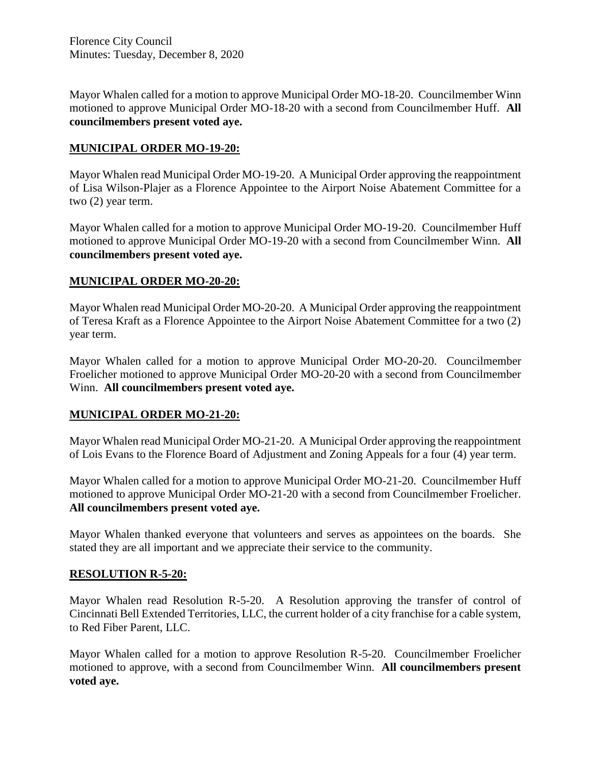Mayor Whalen called for a motion to approve Municipal Order MO-18-20. Councilmember Winn motioned to approve Municipal Order MO-18-20 with a second from Councilmember Huff. **All councilmembers present voted aye.**

## MUNICIPAL ORDER MO-19-20:

Mayor Whalen read Municipal Order MO-19-20. A Municipal Order approving the reappointment of Lisa Wilson-Plajer as a Florence Appointee to the Airport Noise Abatement Committee for a two (2) year term.

Mayor Whalen called for a motion to approve Municipal Order MO-19-20. Councilmember Huff motioned to approve Municipal Order MO-19-20 with a second from Councilmember Winn. **All councilmembers present voted aye.**

## MUNICIPAL ORDER MO-20-20:

Mayor Whalen read Municipal Order MO-20-20. A Municipal Order approving the reappointment of Teresa Kraft as a Florence Appointee to the Airport Noise Abatement Committee for a two (2) year term.

Mayor Whalen called for a motion to approve Municipal Order MO-20-20. Councilmember Froelicher motioned to approve Municipal Order MO-20-20 with a second from Councilmember Winn. **All councilmembers present voted aye.**

## MUNICIPAL ORDER MO-21-20:

Mayor Whalen read Municipal Order MO-21-20. A Municipal Order approving the reappointment of Lois Evans to the Florence Board of Adjustment and Zoning Appeals for a four (4) year term.

Mayor Whalen called for a motion to approve Municipal Order MO-21-20. Councilmember Huff motioned to approve Municipal Order MO-21-20 with a second from Councilmember Froelicher. **All councilmembers present voted aye.**

Mayor Whalen thanked everyone that volunteers and serves as appointees on the boards. She stated they are all important and we appreciate their service to the community.

## RESOLUTION R-5-20:

Mayor Whalen read Resolution R-5-20. A Resolution approving the transfer of control of Cincinnati Bell Extended Territories, LLC, the current holder of a city franchise for a cable system, to Red Fiber Parent, LLC.

Mayor Whalen called for a motion to approve Resolution R-5-20. Councilmember Froelicher motioned to approve, with a second from Councilmember Winn. **All councilmembers present voted aye.**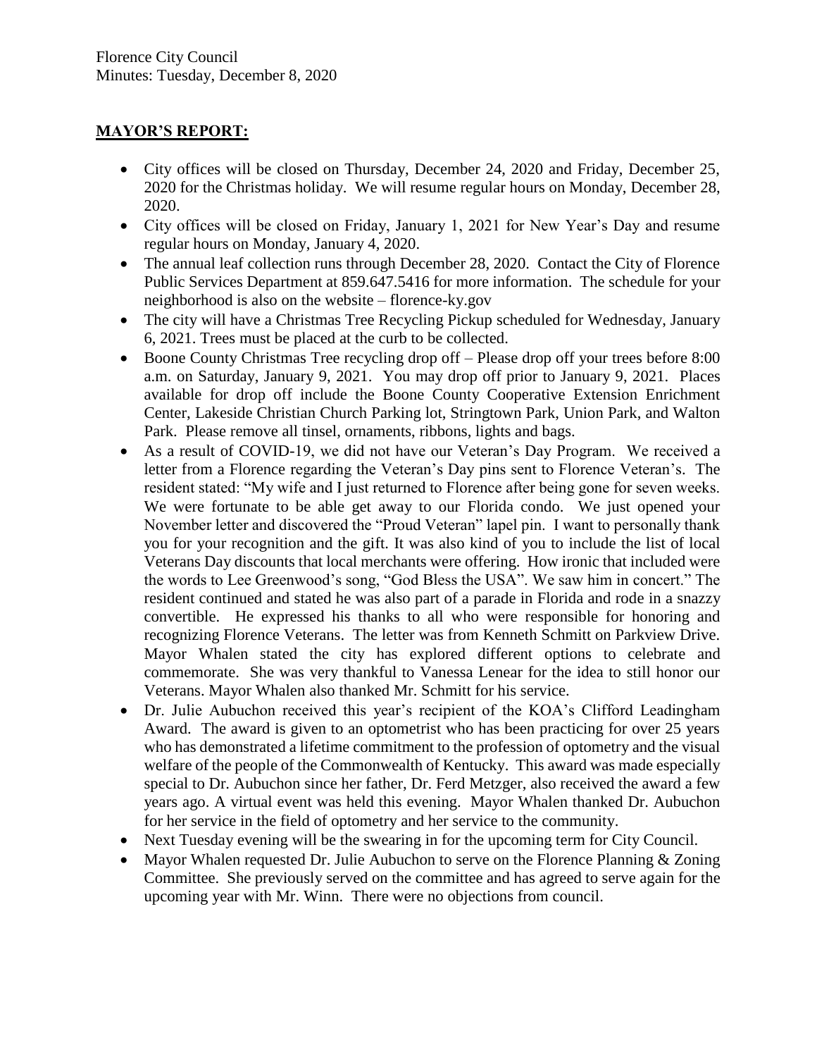Florence City Council
Minutes: Tuesday, December 8, 2020

## **MAYOR'S REPORT:**

- City offices will be closed on Thursday, December 24, 2020 and Friday, December 25, 2020 for the Christmas holiday. We will resume regular hours on Monday, December 28, 2020.
- City offices will be closed on Friday, January 1, 2021 for New Year's Day and resume regular hours on Monday, January 4, 2020.
- The annual leaf collection runs through December 28, 2020. Contact the City of Florence Public Services Department at 859.647.5416 for more information. The schedule for your neighborhood is also on the website – florence-ky.gov
- The city will have a Christmas Tree Recycling Pickup scheduled for Wednesday, January 6, 2021. Trees must be placed at the curb to be collected.
- Boone County Christmas Tree recycling drop off – Please drop off your trees before 8:00 a.m. on Saturday, January 9, 2021. You may drop off prior to January 9, 2021. Places available for drop off include the Boone County Cooperative Extension Enrichment Center, Lakeside Christian Church Parking lot, Stringtown Park, Union Park, and Walton Park. Please remove all tinsel, ornaments, ribbons, lights and bags.
- As a result of COVID-19, we did not have our Veteran's Day Program. We received a letter from a Florence regarding the Veteran's Day pins sent to Florence Veteran's. The resident stated: "My wife and I just returned to Florence after being gone for seven weeks. We were fortunate to be able get away to our Florida condo. We just opened your November letter and discovered the "Proud Veteran" lapel pin. I want to personally thank you for your recognition and the gift. It was also kind of you to include the list of local Veterans Day discounts that local merchants were offering. How ironic that included were the words to Lee Greenwood's song, "God Bless the USA". We saw him in concert." The resident continued and stated he was also part of a parade in Florida and rode in a snazzy convertible. He expressed his thanks to all who were responsible for honoring and recognizing Florence Veterans. The letter was from Kenneth Schmitt on Parkview Drive. Mayor Whalen stated the city has explored different options to celebrate and commemorate. She was very thankful to Vanessa Lenear for the idea to still honor our Veterans. Mayor Whalen also thanked Mr. Schmitt for his service.
- Dr. Julie Aubuchon received this year's recipient of the KOA's Clifford Leadingham Award. The award is given to an optometrist who has been practicing for over 25 years who has demonstrated a lifetime commitment to the profession of optometry and the visual welfare of the people of the Commonwealth of Kentucky. This award was made especially special to Dr. Aubuchon since her father, Dr. Ferd Metzger, also received the award a few years ago. A virtual event was held this evening. Mayor Whalen thanked Dr. Aubuchon for her service in the field of optometry and her service to the community.
- Next Tuesday evening will be the swearing in for the upcoming term for City Council.
- Mayor Whalen requested Dr. Julie Aubuchon to serve on the Florence Planning & Zoning Committee. She previously served on the committee and has agreed to serve again for the upcoming year with Mr. Winn. There were no objections from council.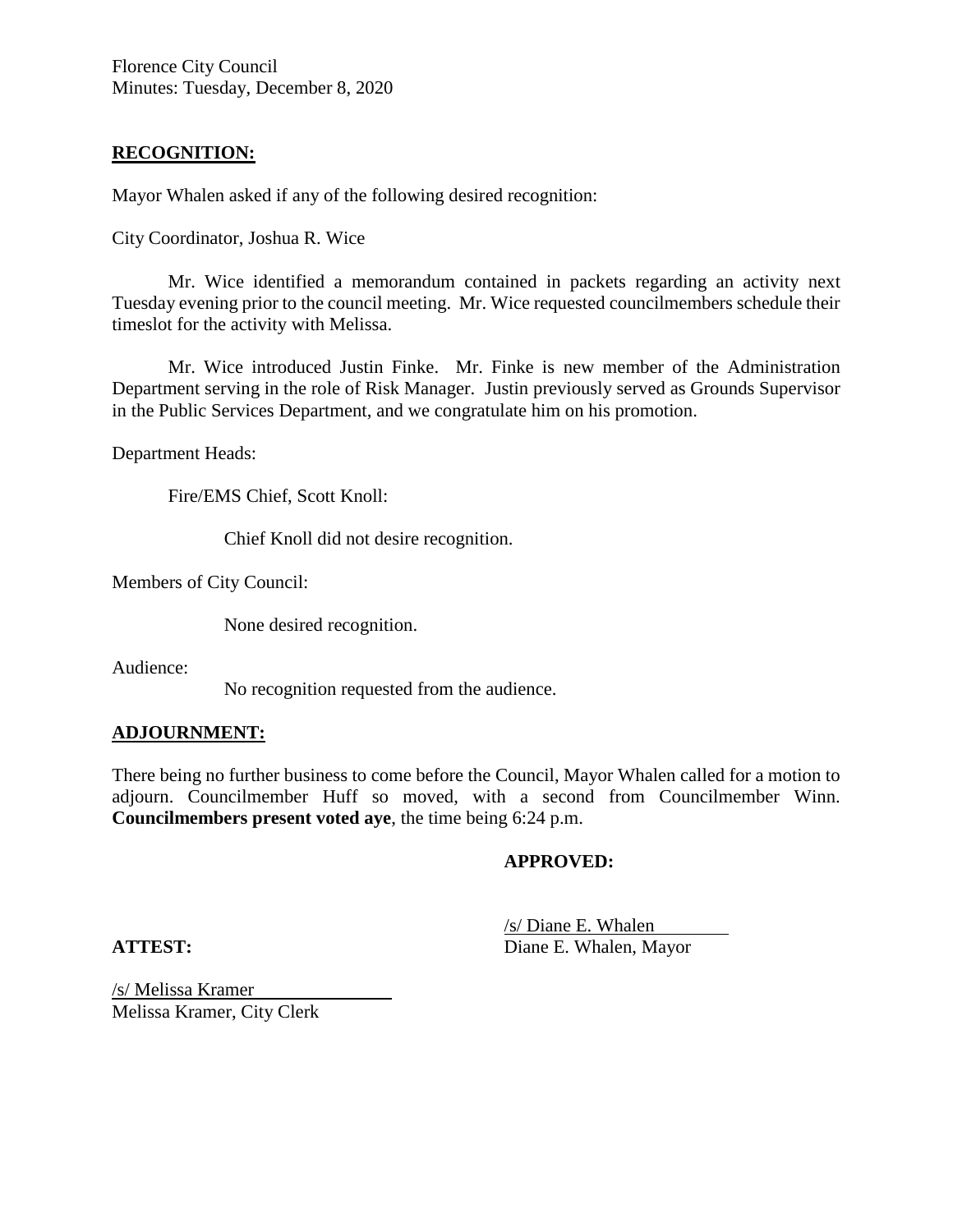Florence City Council
Minutes: Tuesday, December 8, 2020

**RECOGNITION:**

Mayor Whalen asked if any of the following desired recognition:

City Coordinator, Joshua R. Wice

Mr. Wice identified a memorandum contained in packets regarding an activity next Tuesday evening prior to the council meeting. Mr. Wice requested councilmembers schedule their timeslot for the activity with Melissa.

Mr. Wice introduced Justin Finke. Mr. Finke is new member of the Administration Department serving in the role of Risk Manager. Justin previously served as Grounds Supervisor in the Public Services Department, and we congratulate him on his promotion.

Department Heads:

Fire/EMS Chief, Scott Knoll:

Chief Knoll did not desire recognition.

Members of City Council:

None desired recognition.

Audience:

No recognition requested from the audience.

**ADJOURNMENT:**

There being no further business to come before the Council, Mayor Whalen called for a motion to adjourn. Councilmember Huff so moved, with a second from Councilmember Winn. **Councilmembers present voted aye**, the time being 6:24 p.m.

**APPROVED:**

/s/ Diane E. Whalen
Diane E. Whalen, Mayor

**ATTEST:**

/s/ Melissa Kramer
Melissa Kramer, City Clerk